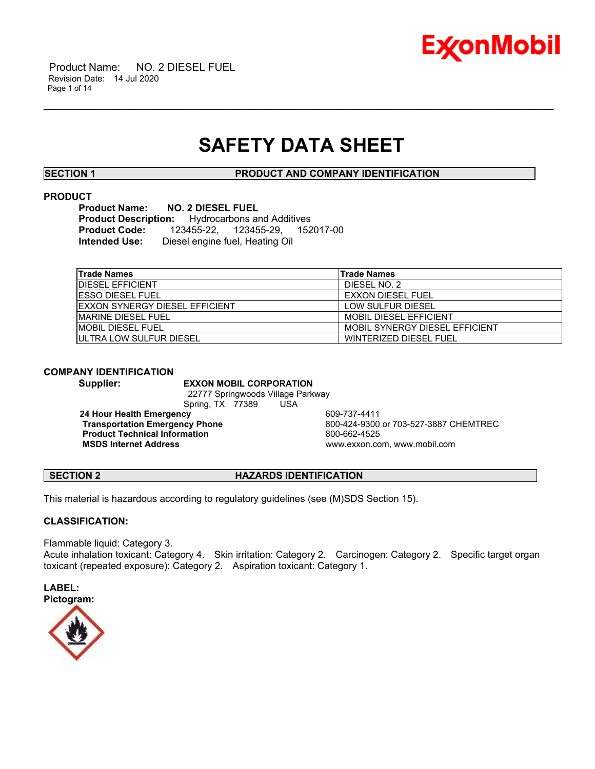Product Name: NO. 2 DIESEL FUEL
Revision Date: 14 Jul 2020

# SAFETY DATA SHEET

## SECTION 1 PRODUCT AND COMPANY IDENTIFICATION

### PRODUCT

**Product Name:** **NO. 2 DIESEL FUEL**
**Product Description:** Hydrocarbons and Additives
**Product Code:** 123455-22, 123455-29, 152017-00
**Intended Use:** Diesel engine fuel, Heating Oil

| Trade Names | Trade Names |
|---|---|
| DIESEL EFFICIENT | DIESEL NO. 2 |
| ESSO DIESEL FUEL | EXXON DIESEL FUEL |
| EXXON SYNERGY DIESEL EFFICIENT | LOW SULFUR DIESEL |
| MARINE DIESEL FUEL | MOBIL DIESEL EFFICIENT |
| MOBIL DIESEL FUEL | MOBIL SYNERGY DIESEL EFFICIENT |
| ULTRA LOW SULFUR DIESEL | WINTERIZED DIESEL FUEL |

### COMPANY IDENTIFICATION

**Supplier:** **EXXON MOBIL CORPORATION**
22777 Springwoods Village Parkway
Spring, TX 77389 USA

**24 Hour Health Emergency** 609-737-4411
**Transportation Emergency Phone** 800-424-9300 or 703-527-3887 CHEMTREC
**Product Technical Information** 800-662-4525
**MSDS Internet Address** www.exxon.com, www.mobil.com

## SECTION 2 HAZARDS IDENTIFICATION

This material is hazardous according to regulatory guidelines (see (M)SDS Section 15).

### CLASSIFICATION:

Flammable liquid: Category 3.
Acute inhalation toxicant: Category 4. Skin irritation: Category 2. Carcinogen: Category 2. Specific target organ toxicant (repeated exposure): Category 2. Aspiration toxicant: Category 1.

**LABEL:**
**Pictogram:**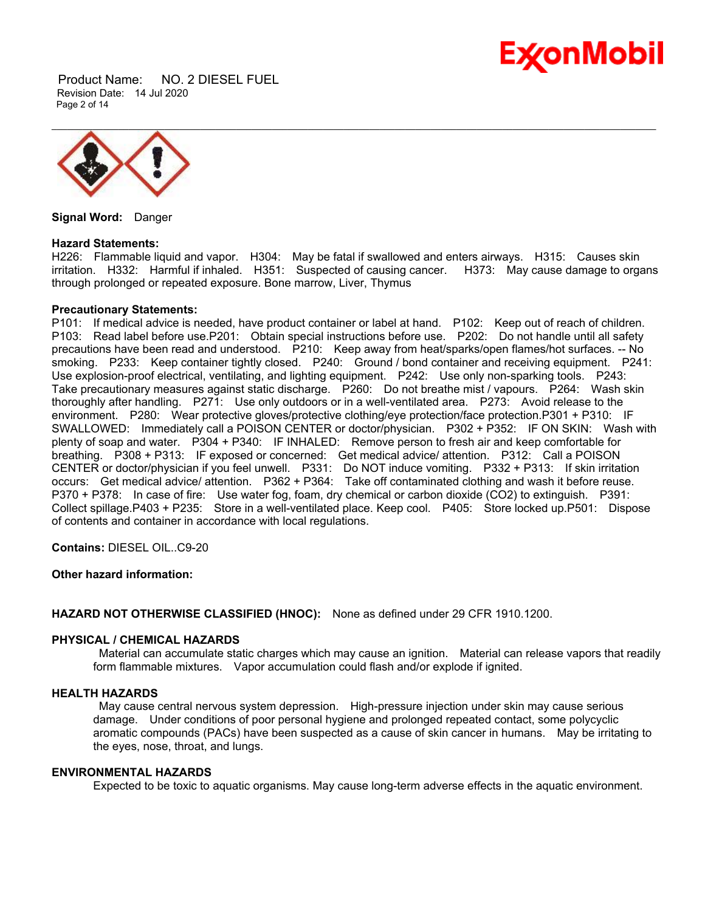**Signal Word:** Danger

**Hazard Statements:**
H226: Flammable liquid and vapor. H304: May be fatal if swallowed and enters airways. H315: Causes skin irritation. H332: Harmful if inhaled. H351: Suspected of causing cancer. H373: May cause damage to organs through prolonged or repeated exposure. Bone marrow, Liver, Thymus

**Precautionary Statements:**
P101: If medical advice is needed, have product container or label at hand. P102: Keep out of reach of children. P103: Read label before use.P201: Obtain special instructions before use. P202: Do not handle until all safety precautions have been read and understood. P210: Keep away from heat/sparks/open flames/hot surfaces. -- No smoking. P233: Keep container tightly closed. P240: Ground / bond container and receiving equipment. P241: Use explosion-proof electrical, ventilating, and lighting equipment. P242: Use only non-sparking tools. P243: Take precautionary measures against static discharge. P260: Do not breathe mist / vapours. P264: Wash skin thoroughly after handling. P271: Use only outdoors or in a well-ventilated area. P273: Avoid release to the environment. P280: Wear protective gloves/protective clothing/eye protection/face protection.P301 + P310: IF SWALLOWED: Immediately call a POISON CENTER or doctor/physician. P302 + P352: IF ON SKIN: Wash with plenty of soap and water. P304 + P340: IF INHALED: Remove person to fresh air and keep comfortable for breathing. P308 + P313: IF exposed or concerned: Get medical advice/ attention. P312: Call a POISON CENTER or doctor/physician if you feel unwell. P331: Do NOT induce vomiting. P332 + P313: If skin irritation occurs: Get medical advice/ attention. P362 + P364: Take off contaminated clothing and wash it before reuse. P370 + P378: In case of fire: Use water fog, foam, dry chemical or carbon dioxide (CO2) to extinguish. P391: Collect spillage.P403 + P235: Store in a well-ventilated place. Keep cool. P405: Store locked up.P501: Dispose of contents and container in accordance with local regulations.

**Contains:** DIESEL OIL..C9-20

**Other hazard information:**

**HAZARD NOT OTHERWISE CLASSIFIED (HNOC):** None as defined under 29 CFR 1910.1200.

**PHYSICAL / CHEMICAL HAZARDS**

Material can accumulate static charges which may cause an ignition. Material can release vapors that readily form flammable mixtures. Vapor accumulation could flash and/or explode if ignited.

**HEALTH HAZARDS**

May cause central nervous system depression. High-pressure injection under skin may cause serious damage. Under conditions of poor personal hygiene and prolonged repeated contact, some polycyclic aromatic compounds (PACs) have been suspected as a cause of skin cancer in humans. May be irritating to the eyes, nose, throat, and lungs.

**ENVIRONMENTAL HAZARDS**

Expected to be toxic to aquatic organisms. May cause long-term adverse effects in the aquatic environment.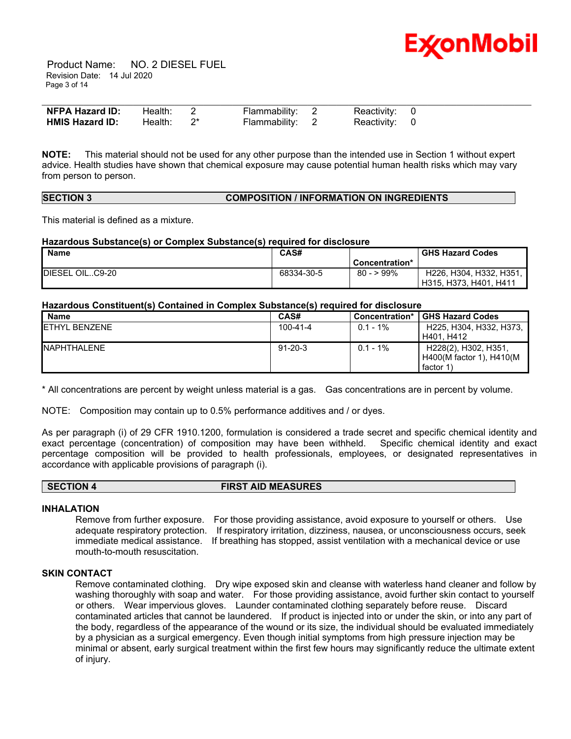| NFPA Hazard ID: | Health: 2 | Flammability: 2 | Reactivity: 0 |
|---|---|---|---|
| HMIS Hazard ID: | Health: 2* | Flammability: 2 | Reactivity: 0 |

**NOTE:** This material should not be used for any other purpose than the intended use in Section 1 without expert advice. Health studies have shown that chemical exposure may cause potential human health risks which may vary from person to person.

## SECTION 3 COMPOSITION / INFORMATION ON INGREDIENTS

This material is defined as a mixture.

**Hazardous Substance(s) or Complex Substance(s) required for disclosure**

| Name | CAS# | Concentration* | GHS Hazard Codes |
|---|---|---|---|
| DIESEL OIL..C9-20 | 68334-30-5 | 80 - > 99% | H226, H304, H332, H351, H315, H373, H401, H411 |

**Hazardous Constituent(s) Contained in Complex Substance(s) required for disclosure**

| Name | CAS# | Concentration* | GHS Hazard Codes |
|---|---|---|---|
| ETHYL BENZENE | 100-41-4 | 0.1 - 1% | H225, H304, H332, H373, H401, H412 |
| NAPHTHALENE | 91-20-3 | 0.1 - 1% | H228(2), H302, H351, H400(M factor 1), H410(M factor 1) |

* All concentrations are percent by weight unless material is a gas. Gas concentrations are in percent by volume.

NOTE: Composition may contain up to 0.5% performance additives and / or dyes.

As per paragraph (i) of 29 CFR 1910.1200, formulation is considered a trade secret and specific chemical identity and exact percentage (concentration) of composition may have been withheld. Specific chemical identity and exact percentage composition will be provided to health professionals, employees, or designated representatives in accordance with applicable provisions of paragraph (i).

## SECTION 4 FIRST AID MEASURES

### INHALATION

Remove from further exposure. For those providing assistance, avoid exposure to yourself or others. Use adequate respiratory protection. If respiratory irritation, dizziness, nausea, or unconsciousness occurs, seek immediate medical assistance. If breathing has stopped, assist ventilation with a mechanical device or use mouth-to-mouth resuscitation.

### SKIN CONTACT

Remove contaminated clothing. Dry wipe exposed skin and cleanse with waterless hand cleaner and follow by washing thoroughly with soap and water. For those providing assistance, avoid further skin contact to yourself or others. Wear impervious gloves. Launder contaminated clothing separately before reuse. Discard contaminated articles that cannot be laundered. If product is injected into or under the skin, or into any part of the body, regardless of the appearance of the wound or its size, the individual should be evaluated immediately by a physician as a surgical emergency. Even though initial symptoms from high pressure injection may be minimal or absent, early surgical treatment within the first few hours may significantly reduce the ultimate extent of injury.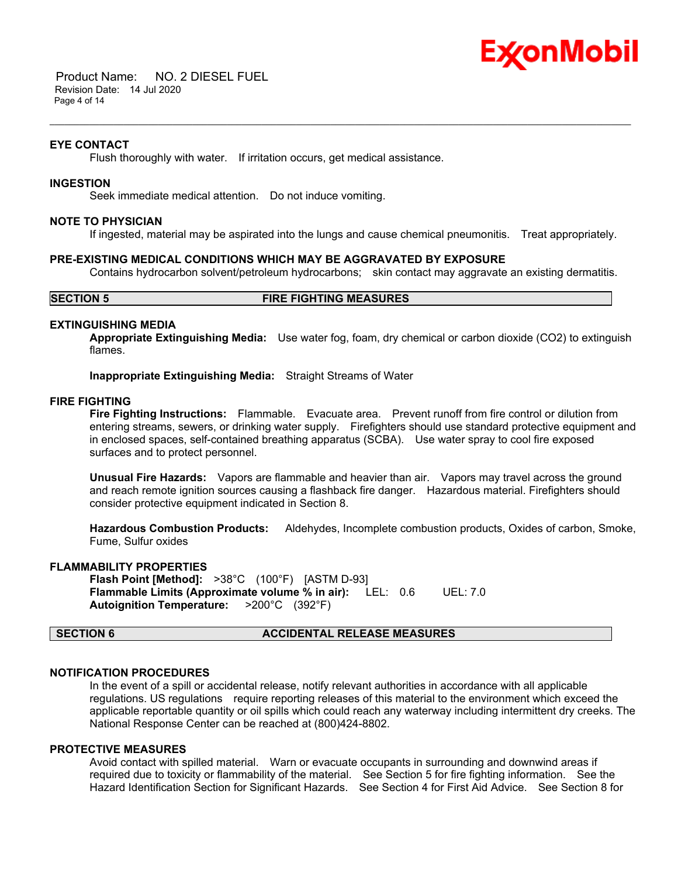### EYE CONTACT

Flush thoroughly with water. If irritation occurs, get medical assistance.

### INGESTION

Seek immediate medical attention. Do not induce vomiting.

### NOTE TO PHYSICIAN

If ingested, material may be aspirated into the lungs and cause chemical pneumonitis. Treat appropriately.

### PRE-EXISTING MEDICAL CONDITIONS WHICH MAY BE AGGRAVATED BY EXPOSURE

Contains hydrocarbon solvent/petroleum hydrocarbons; skin contact may aggravate an existing dermatitis.

## SECTION 5 FIRE FIGHTING MEASURES

### EXTINGUISHING MEDIA

**Appropriate Extinguishing Media:** Use water fog, foam, dry chemical or carbon dioxide ($CO_2$) to extinguish flames.

**Inappropriate Extinguishing Media:** Straight Streams of Water

### FIRE FIGHTING

**Fire Fighting Instructions:** Flammable. Evacuate area. Prevent runoff from fire control or dilution from entering streams, sewers, or drinking water supply. Firefighters should use standard protective equipment and in enclosed spaces, self-contained breathing apparatus (SCBA). Use water spray to cool fire exposed surfaces and to protect personnel.

**Unusual Fire Hazards:** Vapors are flammable and heavier than air. Vapors may travel across the ground and reach remote ignition sources causing a flashback fire danger. Hazardous material. Firefighters should consider protective equipment indicated in Section 8.

**Hazardous Combustion Products:** Aldehydes, Incomplete combustion products, Oxides of carbon, Smoke, Fume, Sulfur oxides

### FLAMMABILITY PROPERTIES

**Flash Point [Method]:** >38°C (100°F) [ASTM D-93]
**Flammable Limits (Approximate volume % in air):** LEL: 0.6 UEL: 7.0
**Autoignition Temperature:** >200°C (392°F)

## SECTION 6 ACCIDENTAL RELEASE MEASURES

### NOTIFICATION PROCEDURES

In the event of a spill or accidental release, notify relevant authorities in accordance with all applicable regulations. US regulations require reporting releases of this material to the environment which exceed the applicable reportable quantity or oil spills which could reach any waterway including intermittent dry creeks. The National Response Center can be reached at (800)424-8802.

### PROTECTIVE MEASURES

Avoid contact with spilled material. Warn or evacuate occupants in surrounding and downwind areas if required due to toxicity or flammability of the material. See Section 5 for fire fighting information. See the Hazard Identification Section for Significant Hazards. See Section 4 for First Aid Advice. See Section 8 for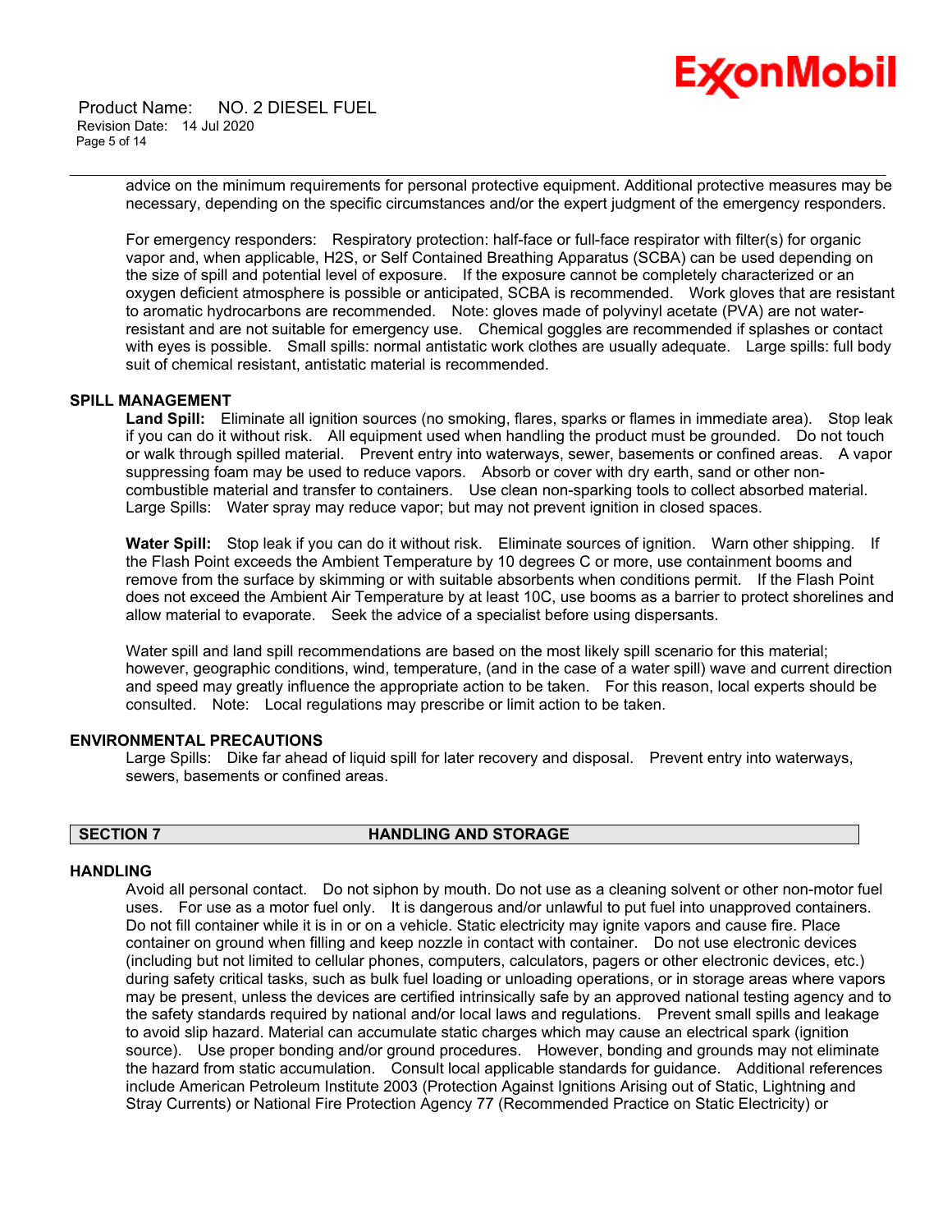advice on the minimum requirements for personal protective equipment. Additional protective measures may be necessary, depending on the specific circumstances and/or the expert judgment of the emergency responders.

For emergency responders: Respiratory protection: half-face or full-face respirator with filter(s) for organic vapor and, when applicable, H2S, or Self Contained Breathing Apparatus (SCBA) can be used depending on the size of spill and potential level of exposure. If the exposure cannot be completely characterized or an oxygen deficient atmosphere is possible or anticipated, SCBA is recommended. Work gloves that are resistant to aromatic hydrocarbons are recommended. Note: gloves made of polyvinyl acetate (PVA) are not water-resistant and are not suitable for emergency use. Chemical goggles are recommended if splashes or contact with eyes is possible. Small spills: normal antistatic work clothes are usually adequate. Large spills: full body suit of chemical resistant, antistatic material is recommended.

### SPILL MANAGEMENT

**Land Spill:** Eliminate all ignition sources (no smoking, flares, sparks or flames in immediate area). Stop leak if you can do it without risk. All equipment used when handling the product must be grounded. Do not touch or walk through spilled material. Prevent entry into waterways, sewer, basements or confined areas. A vapor suppressing foam may be used to reduce vapors. Absorb or cover with dry earth, sand or other non-combustible material and transfer to containers. Use clean non-sparking tools to collect absorbed material. Large Spills: Water spray may reduce vapor; but may not prevent ignition in closed spaces.

**Water Spill:** Stop leak if you can do it without risk. Eliminate sources of ignition. Warn other shipping. If the Flash Point exceeds the Ambient Temperature by 10 degrees C or more, use containment booms and remove from the surface by skimming or with suitable absorbents when conditions permit. If the Flash Point does not exceed the Ambient Air Temperature by at least 10C, use booms as a barrier to protect shorelines and allow material to evaporate. Seek the advice of a specialist before using dispersants.

Water spill and land spill recommendations are based on the most likely spill scenario for this material; however, geographic conditions, wind, temperature, (and in the case of a water spill) wave and current direction and speed may greatly influence the appropriate action to be taken. For this reason, local experts should be consulted. Note: Local regulations may prescribe or limit action to be taken.

### ENVIRONMENTAL PRECAUTIONS

Large Spills: Dike far ahead of liquid spill for later recovery and disposal. Prevent entry into waterways, sewers, basements or confined areas.

## SECTION 7 HANDLING AND STORAGE

### HANDLING

Avoid all personal contact. Do not siphon by mouth. Do not use as a cleaning solvent or other non-motor fuel uses. For use as a motor fuel only. It is dangerous and/or unlawful to put fuel into unapproved containers. Do not fill container while it is in or on a vehicle. Static electricity may ignite vapors and cause fire. Place container on ground when filling and keep nozzle in contact with container. Do not use electronic devices (including but not limited to cellular phones, computers, calculators, pagers or other electronic devices, etc.) during safety critical tasks, such as bulk fuel loading or unloading operations, or in storage areas where vapors may be present, unless the devices are certified intrinsically safe by an approved national testing agency and to the safety standards required by national and/or local laws and regulations. Prevent small spills and leakage to avoid slip hazard. Material can accumulate static charges which may cause an electrical spark (ignition source). Use proper bonding and/or ground procedures. However, bonding and grounds may not eliminate the hazard from static accumulation. Consult local applicable standards for guidance. Additional references include American Petroleum Institute 2003 (Protection Against Ignitions Arising out of Static, Lightning and Stray Currents) or National Fire Protection Agency 77 (Recommended Practice on Static Electricity) or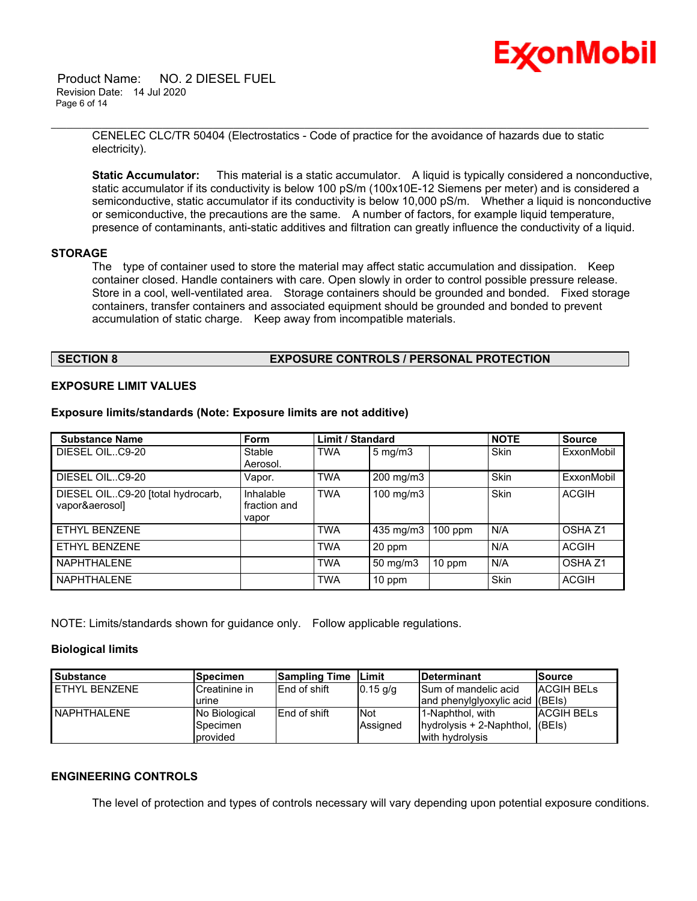CENELEC CLC/TR 50404 (Electrostatics - Code of practice for the avoidance of hazards due to static electricity).

**Static Accumulator:** This material is a static accumulator. A liquid is typically considered a nonconductive, static accumulator if its conductivity is below 100 pS/m (100x10E-12 Siemens per meter) and is considered a semiconductive, static accumulator if its conductivity is below 10,000 pS/m. Whether a liquid is nonconductive or semiconductive, the precautions are the same. A number of factors, for example liquid temperature, presence of contaminants, anti-static additives and filtration can greatly influence the conductivity of a liquid.

### STORAGE

The type of container used to store the material may affect static accumulation and dissipation. Keep container closed. Handle containers with care. Open slowly in order to control possible pressure release. Store in a cool, well-ventilated area. Storage containers should be grounded and bonded. Fixed storage containers, transfer containers and associated equipment should be grounded and bonded to prevent accumulation of static charge. Keep away from incompatible materials.

## SECTION 8 EXPOSURE CONTROLS / PERSONAL PROTECTION

### EXPOSURE LIMIT VALUES

**Exposure limits/standards (Note: Exposure limits are not additive)**

| Substance Name | Form | Limit / Standard | | | NOTE | Source |
|---|---|---|---|---|---|---|
| DIESEL OIL..C9-20 | Stable Aerosol. | TWA | 5 mg/m3 | | Skin | ExxonMobil |
| DIESEL OIL..C9-20 | Vapor. | TWA | 200 mg/m3 | | Skin | ExxonMobil |
| DIESEL OIL..C9-20 [total hydrocarb, vapor&aerosol] | Inhalable fraction and vapor | TWA | 100 mg/m3 | | Skin | ACGIH |
| ETHYL BENZENE | | TWA | 435 mg/m3 | 100 ppm | N/A | OSHA Z1 |
| ETHYL BENZENE | | TWA | 20 ppm | | N/A | ACGIH |
| NAPHTHALENE | | TWA | 50 mg/m3 | 10 ppm | N/A | OSHA Z1 |
| NAPHTHALENE | | TWA | 10 ppm | | Skin | ACGIH |

NOTE: Limits/standards shown for guidance only. Follow applicable regulations.

**Biological limits**

| Substance | Specimen | Sampling Time | Limit | Determinant | Source |
|---|---|---|---|---|---|
| ETHYL BENZENE | Creatinine in urine | End of shift | 0.15 g/g | Sum of mandelic acid and phenylglyoxylic acid | ACGIH BELs (BEIs) |
| NAPHTHALENE | No Biological Specimen provided | End of shift | Not Assigned | 1-Naphthol, with hydrolysis + 2-Naphthol, with hydrolysis | ACGIH BELs (BEIs) |

### ENGINEERING CONTROLS

The level of protection and types of controls necessary will vary depending upon potential exposure conditions.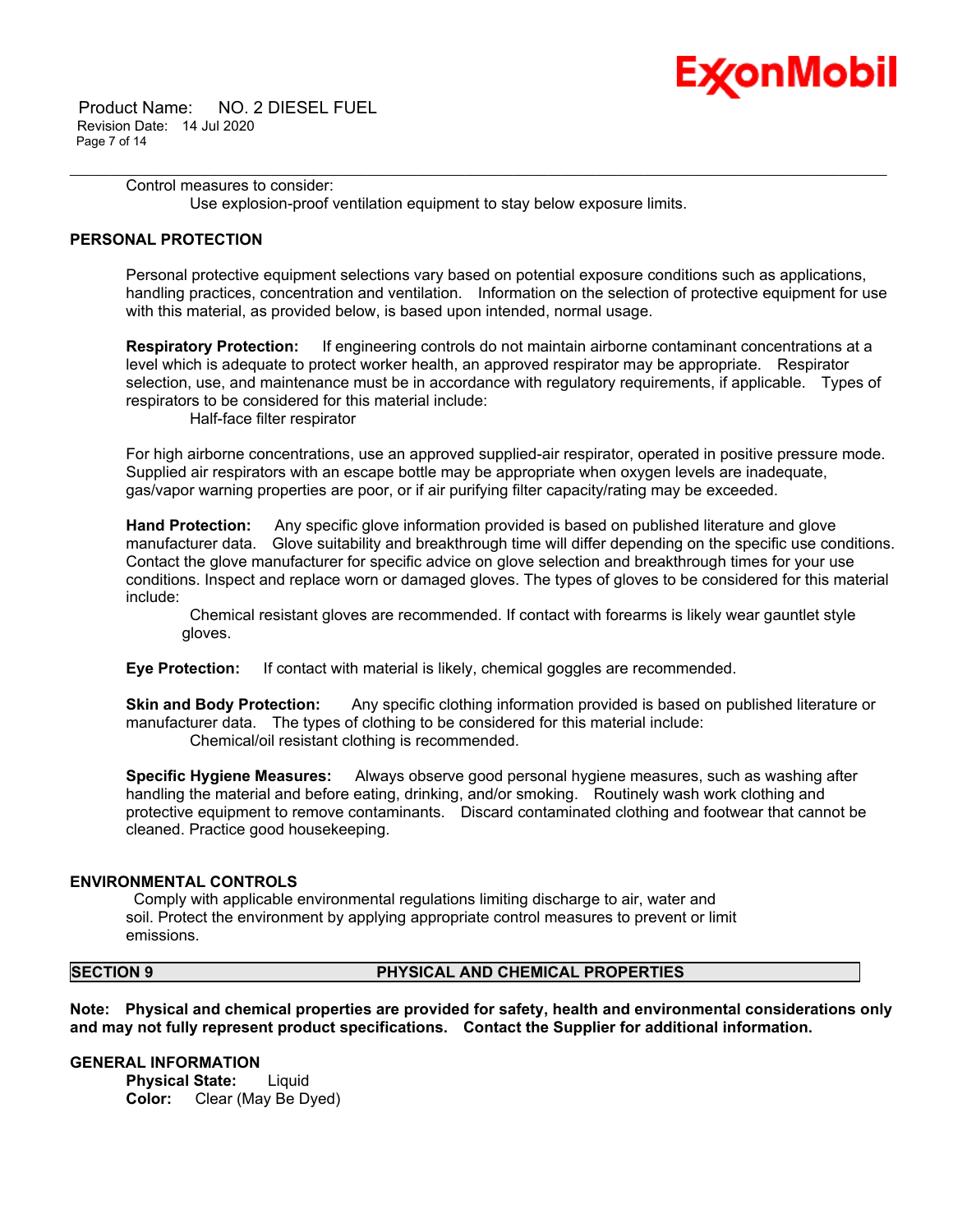Control measures to consider:

Use explosion-proof ventilation equipment to stay below exposure limits.

## PERSONAL PROTECTION

Personal protective equipment selections vary based on potential exposure conditions such as applications, handling practices, concentration and ventilation. Information on the selection of protective equipment for use with this material, as provided below, is based upon intended, normal usage.

**Respiratory Protection:** If engineering controls do not maintain airborne contaminant concentrations at a level which is adequate to protect worker health, an approved respirator may be appropriate. Respirator selection, use, and maintenance must be in accordance with regulatory requirements, if applicable. Types of respirators to be considered for this material include:

Half-face filter respirator

For high airborne concentrations, use an approved supplied-air respirator, operated in positive pressure mode. Supplied air respirators with an escape bottle may be appropriate when oxygen levels are inadequate, gas/vapor warning properties are poor, or if air purifying filter capacity/rating may be exceeded.

**Hand Protection:** Any specific glove information provided is based on published literature and glove manufacturer data. Glove suitability and breakthrough time will differ depending on the specific use conditions. Contact the glove manufacturer for specific advice on glove selection and breakthrough times for your use conditions. Inspect and replace worn or damaged gloves. The types of gloves to be considered for this material include:

Chemical resistant gloves are recommended. If contact with forearms is likely wear gauntlet style gloves.

**Eye Protection:** If contact with material is likely, chemical goggles are recommended.

**Skin and Body Protection:** Any specific clothing information provided is based on published literature or manufacturer data. The types of clothing to be considered for this material include:

Chemical/oil resistant clothing is recommended.

**Specific Hygiene Measures:** Always observe good personal hygiene measures, such as washing after handling the material and before eating, drinking, and/or smoking. Routinely wash work clothing and protective equipment to remove contaminants. Discard contaminated clothing and footwear that cannot be cleaned. Practice good housekeeping.

## ENVIRONMENTAL CONTROLS

Comply with applicable environmental regulations limiting discharge to air, water and soil. Protect the environment by applying appropriate control measures to prevent or limit emissions.

## SECTION 9 PHYSICAL AND CHEMICAL PROPERTIES

**Note: Physical and chemical properties are provided for safety, health and environmental considerations only and may not fully represent product specifications. Contact the Supplier for additional information.**

## GENERAL INFORMATION

**Physical State:** Liquid
**Color:** Clear (May Be Dyed)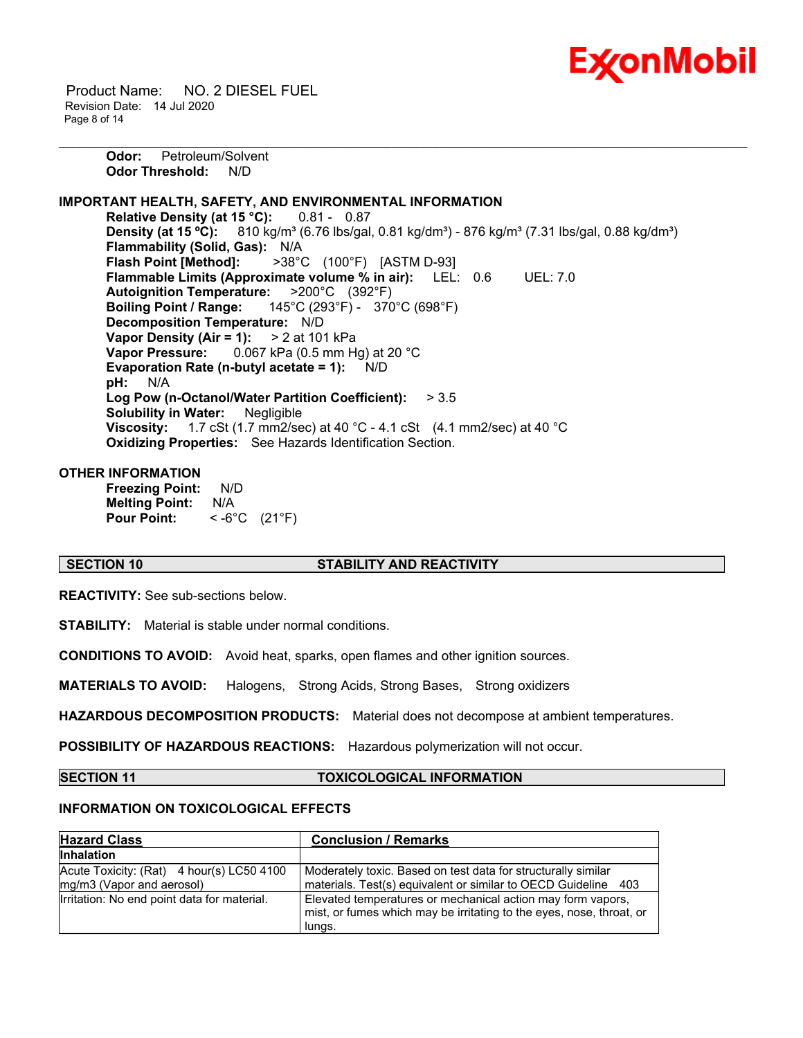**Odor:** Petroleum/Solvent
**Odor Threshold:** N/D

**IMPORTANT HEALTH, SAFETY, AND ENVIRONMENTAL INFORMATION**

**Relative Density (at 15 °C):** 0.81 - 0.87
**Density (at 15 ºC):** 810 kg/m³ (6.76 lbs/gal, 0.81 kg/dm³) - 876 kg/m³ (7.31 lbs/gal, 0.88 kg/dm³)
**Flammability (Solid, Gas):** N/A
**Flash Point [Method]:** >38°C (100°F) [ASTM D-93]
**Flammable Limits (Approximate volume % in air):** LEL: 0.6 UEL: 7.0
**Autoignition Temperature:** >200°C (392°F)
**Boiling Point / Range:** 145°C (293°F) - 370°C (698°F)
**Decomposition Temperature:** N/D
**Vapor Density (Air = 1):** > 2 at 101 kPa
**Vapor Pressure:** 0.067 kPa (0.5 mm Hg) at 20 °C
**Evaporation Rate (n-butyl acetate = 1):** N/D
**pH:** N/A
**Log Pow (n-Octanol/Water Partition Coefficient):** > 3.5
**Solubility in Water:** Negligible
**Viscosity:** 1.7 cSt (1.7 mm2/sec) at 40 °C - 4.1 cSt (4.1 mm2/sec) at 40 °C
**Oxidizing Properties:** See Hazards Identification Section.

**OTHER INFORMATION**

**Freezing Point:** N/D
**Melting Point:** N/A
**Pour Point:** < -6°C (21°F)

## SECTION 10 STABILITY AND REACTIVITY

**REACTIVITY:** See sub-sections below.

**STABILITY:** Material is stable under normal conditions.

**CONDITIONS TO AVOID:** Avoid heat, sparks, open flames and other ignition sources.

**MATERIALS TO AVOID:** Halogens, Strong Acids, Strong Bases, Strong oxidizers

**HAZARDOUS DECOMPOSITION PRODUCTS:** Material does not decompose at ambient temperatures.

**POSSIBILITY OF HAZARDOUS REACTIONS:** Hazardous polymerization will not occur.

## SECTION 11 TOXICOLOGICAL INFORMATION

**INFORMATION ON TOXICOLOGICAL EFFECTS**

| Hazard Class | Conclusion / Remarks |
|---|---|
| **Inhalation** | |
| Acute Toxicity: (Rat) 4 hour(s) LC50 4100 mg/m3 (Vapor and aerosol) | Moderately toxic. Based on test data for structurally similar materials. Test(s) equivalent or similar to OECD Guideline 403 |
| Irritation: No end point data for material. | Elevated temperatures or mechanical action may form vapors, mist, or fumes which may be irritating to the eyes, nose, throat, or lungs. |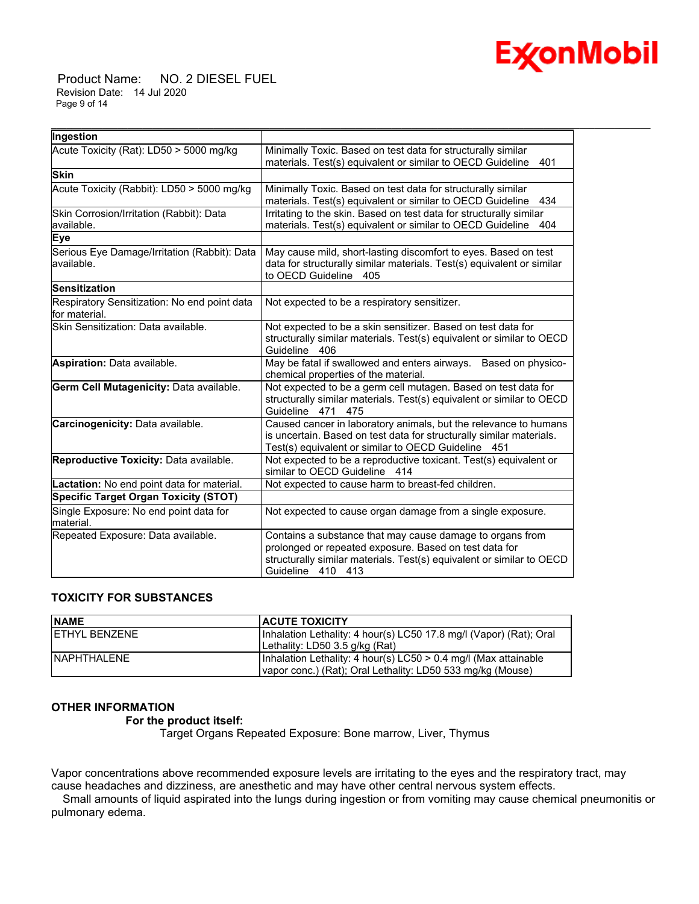| | |
|---|---|
| **Ingestion** | |
| Acute Toxicity (Rat): LD50 > 5000 mg/kg | Minimally Toxic. Based on test data for structurally similar materials. Test(s) equivalent or similar to OECD Guideline 401 |
| **Skin** | |
| Acute Toxicity (Rabbit): LD50 > 5000 mg/kg | Minimally Toxic. Based on test data for structurally similar materials. Test(s) equivalent or similar to OECD Guideline 434 |
| Skin Corrosion/Irritation (Rabbit): Data available. | Irritating to the skin. Based on test data for structurally similar materials. Test(s) equivalent or similar to OECD Guideline 404 |
| **Eye** | |
| Serious Eye Damage/Irritation (Rabbit): Data available. | May cause mild, short-lasting discomfort to eyes. Based on test data for structurally similar materials. Test(s) equivalent or similar to OECD Guideline 405 |
| **Sensitization** | |
| Respiratory Sensitization: No end point data for material. | Not expected to be a respiratory sensitizer. |
| Skin Sensitization: Data available. | Not expected to be a skin sensitizer. Based on test data for structurally similar materials. Test(s) equivalent or similar to OECD Guideline 406 |
| **Aspiration:** Data available. | May be fatal if swallowed and enters airways. Based on physico-chemical properties of the material. |
| **Germ Cell Mutagenicity:** Data available. | Not expected to be a germ cell mutagen. Based on test data for structurally similar materials. Test(s) equivalent or similar to OECD Guideline 471 475 |
| **Carcinogenicity:** Data available. | Caused cancer in laboratory animals, but the relevance to humans is uncertain. Based on test data for structurally similar materials. Test(s) equivalent or similar to OECD Guideline 451 |
| **Reproductive Toxicity:** Data available. | Not expected to be a reproductive toxicant. Test(s) equivalent or similar to OECD Guideline 414 |
| **Lactation:** No end point data for material. | Not expected to cause harm to breast-fed children. |
| **Specific Target Organ Toxicity (STOT)** | |
| Single Exposure: No end point data for material. | Not expected to cause organ damage from a single exposure. |
| Repeated Exposure: Data available. | Contains a substance that may cause damage to organs from prolonged or repeated exposure. Based on test data for structurally similar materials. Test(s) equivalent or similar to OECD Guideline 410 413 |

### TOXICITY FOR SUBSTANCES

| NAME | ACUTE TOXICITY |
|---|---|
| ETHYL BENZENE | Inhalation Lethality: 4 hour(s) LC50 17.8 mg/l (Vapor) (Rat); Oral Lethality: LD50 3.5 g/kg (Rat) |
| NAPHTHALENE | Inhalation Lethality: 4 hour(s) LC50 > 0.4 mg/l (Max attainable vapor conc.) (Rat); Oral Lethality: LD50 533 mg/kg (Mouse) |

### OTHER INFORMATION

**For the product itself:**

Target Organs Repeated Exposure: Bone marrow, Liver, Thymus

Vapor concentrations above recommended exposure levels are irritating to the eyes and the respiratory tract, may cause headaches and dizziness, are anesthetic and may have other central nervous system effects.

Small amounts of liquid aspirated into the lungs during ingestion or from vomiting may cause chemical pneumonitis or pulmonary edema.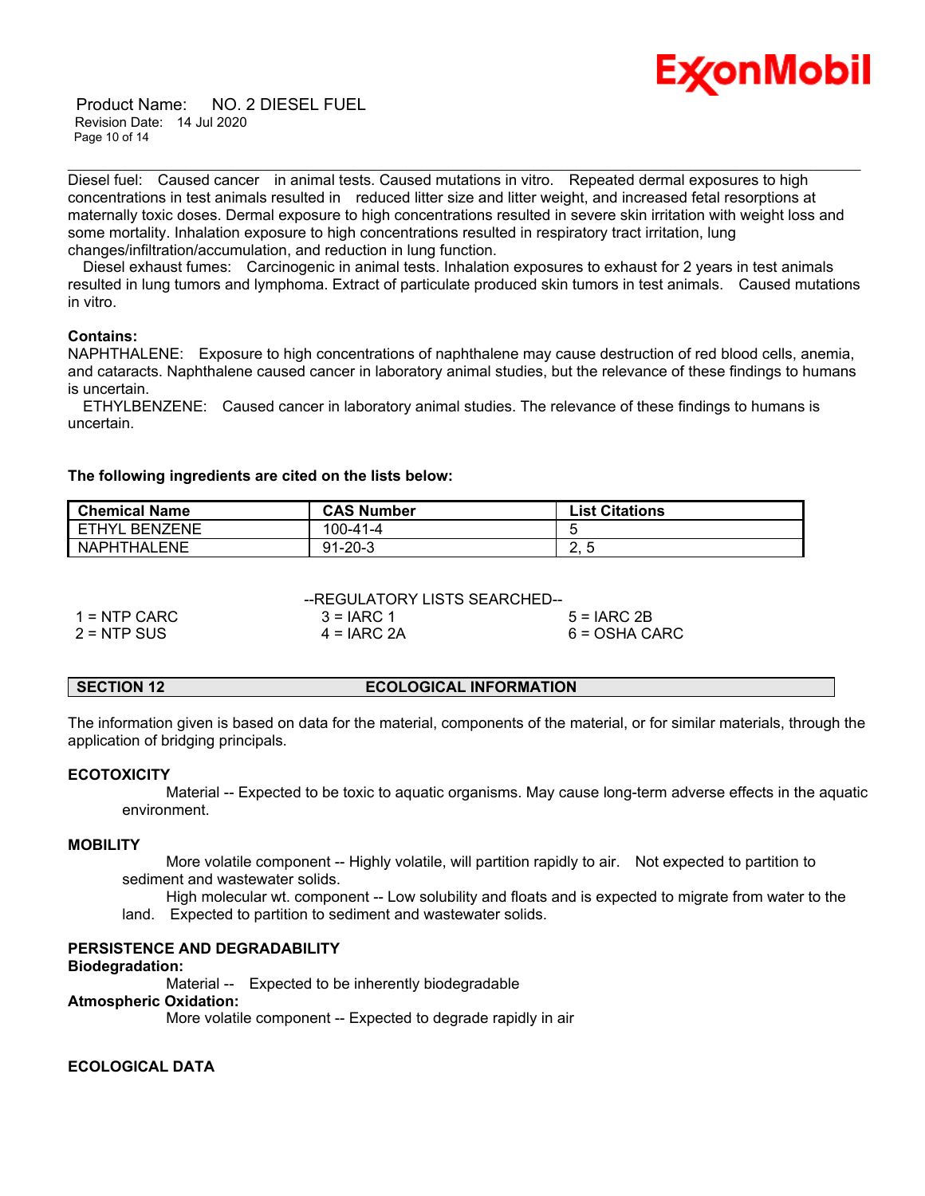Diesel fuel: Caused cancer in animal tests. Caused mutations in vitro. Repeated dermal exposures to high concentrations in test animals resulted in reduced litter size and litter weight, and increased fetal resorptions at maternally toxic doses. Dermal exposure to high concentrations resulted in severe skin irritation with weight loss and some mortality. Inhalation exposure to high concentrations resulted in respiratory tract irritation, lung changes/infiltration/accumulation, and reduction in lung function.

Diesel exhaust fumes: Carcinogenic in animal tests. Inhalation exposures to exhaust for 2 years in test animals resulted in lung tumors and lymphoma. Extract of particulate produced skin tumors in test animals. Caused mutations in vitro.

**Contains:**
NAPHTHALENE: Exposure to high concentrations of naphthalene may cause destruction of red blood cells, anemia, and cataracts. Naphthalene caused cancer in laboratory animal studies, but the relevance of these findings to humans is uncertain.

ETHYLBENZENE: Caused cancer in laboratory animal studies. The relevance of these findings to humans is uncertain.

**The following ingredients are cited on the lists below:**

| Chemical Name | CAS Number | List Citations |
|---|---|---|
| ETHYL BENZENE | 100-41-4 | 5 |
| NAPHTHALENE | 91-20-3 | 2, 5 |

--REGULATORY LISTS SEARCHED--

| | | |
|---|---|---|
| 1 = NTP CARC | 3 = IARC 1 | 5 = IARC 2B |
| 2 = NTP SUS | 4 = IARC 2A | 6 = OSHA CARC |

## SECTION 12 ECOLOGICAL INFORMATION

The information given is based on data for the material, components of the material, or for similar materials, through the application of bridging principals.

### ECOTOXICITY

Material -- Expected to be toxic to aquatic organisms. May cause long-term adverse effects in the aquatic environment.

### MOBILITY

More volatile component -- Highly volatile, will partition rapidly to air. Not expected to partition to sediment and wastewater solids.

High molecular wt. component -- Low solubility and floats and is expected to migrate from water to the land. Expected to partition to sediment and wastewater solids.

### PERSISTENCE AND DEGRADABILITY

**Biodegradation:**

Material -- Expected to be inherently biodegradable

**Atmospheric Oxidation:**

More volatile component -- Expected to degrade rapidly in air

### ECOLOGICAL DATA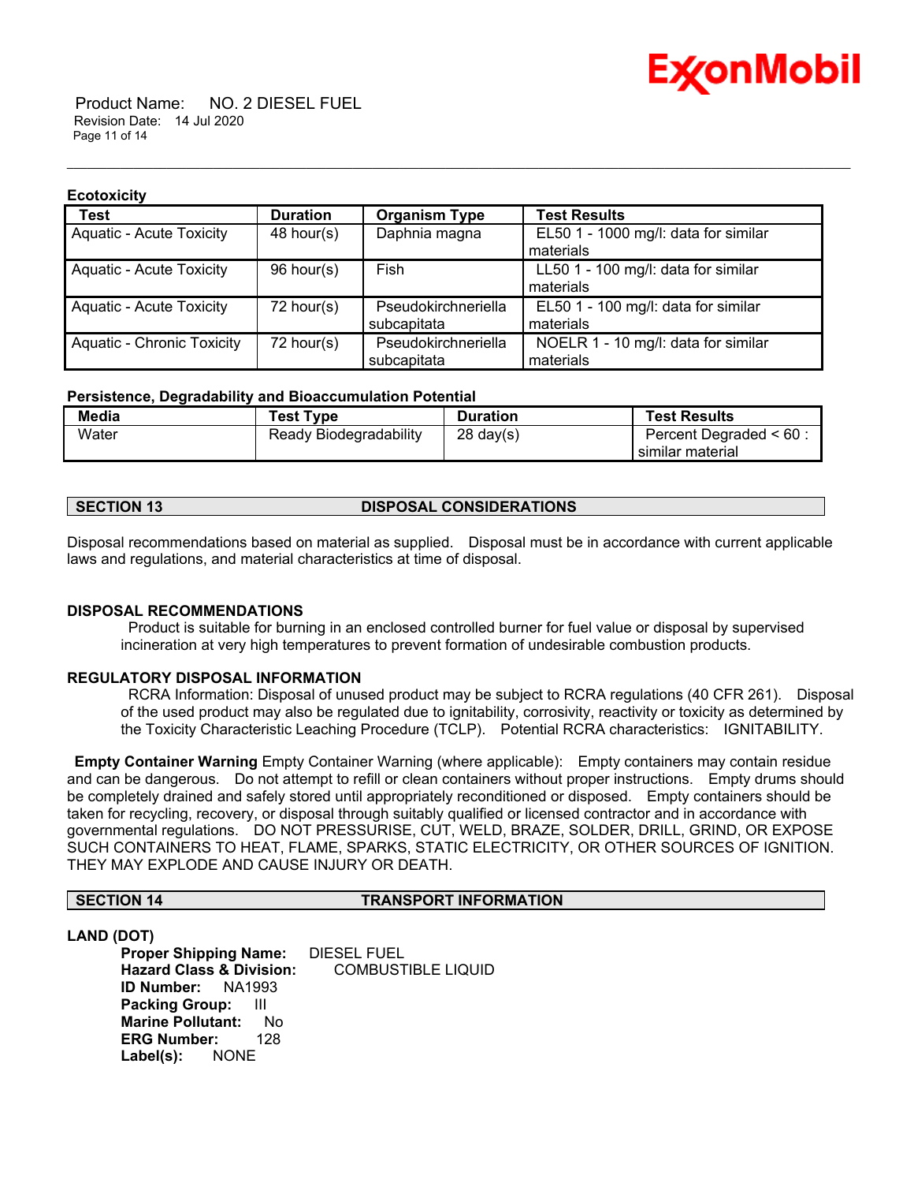**Ecotoxicity**

| Test | Duration | Organism Type | Test Results |
|---|---|---|---|
| Aquatic - Acute Toxicity | 48 hour(s) | Daphnia magna | EL50 1 - 1000 mg/l: data for similar materials |
| Aquatic - Acute Toxicity | 96 hour(s) | Fish | LL50 1 - 100 mg/l: data for similar materials |
| Aquatic - Acute Toxicity | 72 hour(s) | Pseudokirchneriella subcapitata | EL50 1 - 100 mg/l: data for similar materials |
| Aquatic - Chronic Toxicity | 72 hour(s) | Pseudokirchneriella subcapitata | NOELR 1 - 10 mg/l: data for similar materials |

**Persistence, Degradability and Bioaccumulation Potential**

| Media | Test Type | Duration | Test Results |
|---|---|---|---|
| Water | Ready Biodegradability | 28 day(s) | Percent Degraded < 60 : similar material |

## SECTION 13 DISPOSAL CONSIDERATIONS

Disposal recommendations based on material as supplied. Disposal must be in accordance with current applicable laws and regulations, and material characteristics at time of disposal.

**DISPOSAL RECOMMENDATIONS**

Product is suitable for burning in an enclosed controlled burner for fuel value or disposal by supervised incineration at very high temperatures to prevent formation of undesirable combustion products.

**REGULATORY DISPOSAL INFORMATION**

RCRA Information: Disposal of unused product may be subject to RCRA regulations (40 CFR 261). Disposal of the used product may also be regulated due to ignitability, corrosivity, reactivity or toxicity as determined by the Toxicity Characteristic Leaching Procedure (TCLP). Potential RCRA characteristics: IGNITABILITY.

**Empty Container Warning** Empty Container Warning (where applicable): Empty containers may contain residue and can be dangerous. Do not attempt to refill or clean containers without proper instructions. Empty drums should be completely drained and safely stored until appropriately reconditioned or disposed. Empty containers should be taken for recycling, recovery, or disposal through suitably qualified or licensed contractor and in accordance with governmental regulations. DO NOT PRESSURISE, CUT, WELD, BRAZE, SOLDER, DRILL, GRIND, OR EXPOSE SUCH CONTAINERS TO HEAT, FLAME, SPARKS, STATIC ELECTRICITY, OR OTHER SOURCES OF IGNITION. THEY MAY EXPLODE AND CAUSE INJURY OR DEATH.

## SECTION 14 TRANSPORT INFORMATION

**LAND (DOT)**

**Proper Shipping Name:** DIESEL FUEL
**Hazard Class & Division:** COMBUSTIBLE LIQUID
**ID Number:** NA1993
**Packing Group:** III
**Marine Pollutant:** No
**ERG Number:** 128
**Label(s):** NONE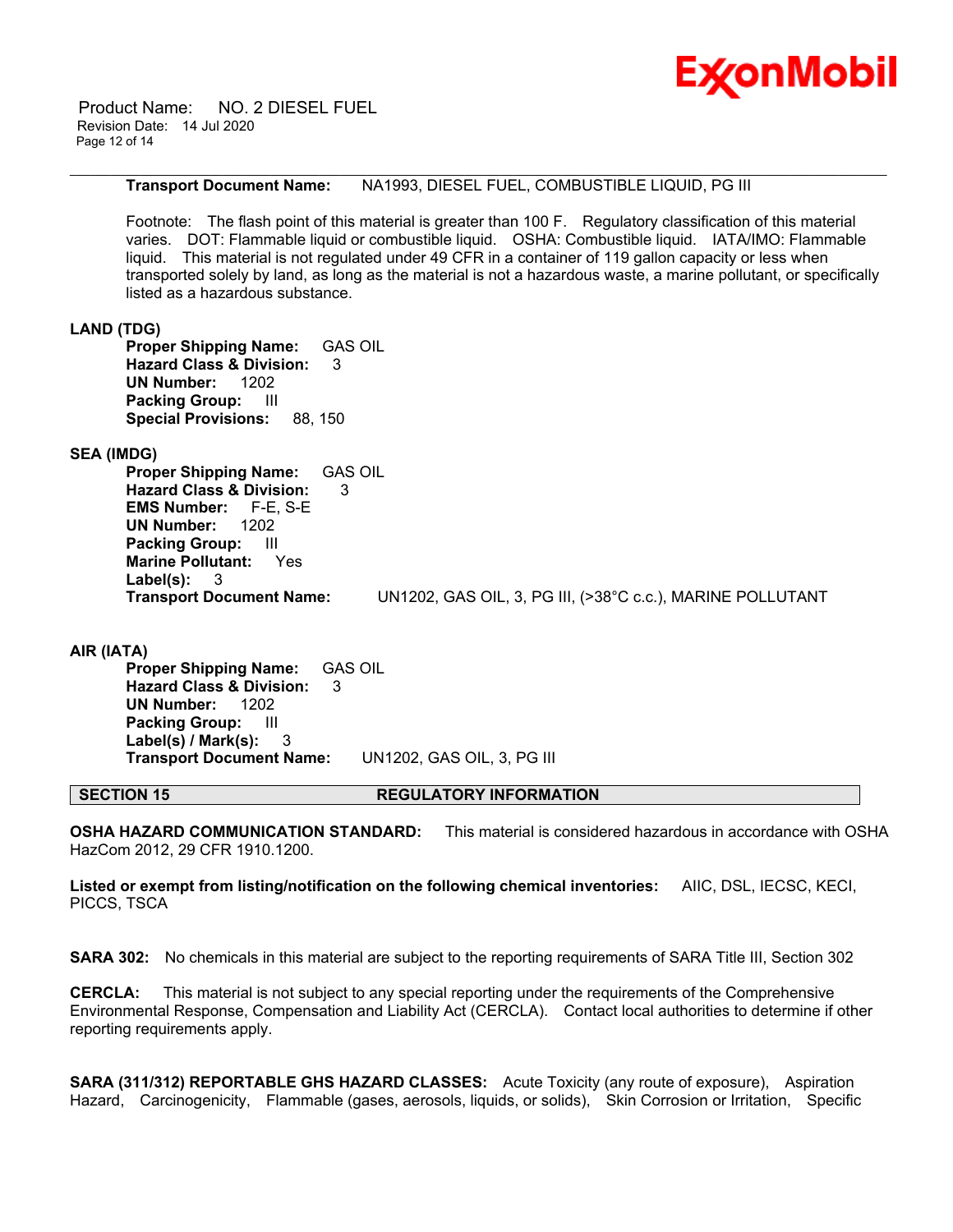**Transport Document Name:** NA1993, DIESEL FUEL, COMBUSTIBLE LIQUID, PG III

Footnote: The flash point of this material is greater than 100 F. Regulatory classification of this material varies. DOT: Flammable liquid or combustible liquid. OSHA: Combustible liquid. IATA/IMO: Flammable liquid. This material is not regulated under 49 CFR in a container of 119 gallon capacity or less when transported solely by land, as long as the material is not a hazardous waste, a marine pollutant, or specifically listed as a hazardous substance.

**LAND (TDG)**

**Proper Shipping Name:** GAS OIL
**Hazard Class & Division:** 3
**UN Number:** 1202
**Packing Group:** III
**Special Provisions:** 88, 150

**SEA (IMDG)**

**Proper Shipping Name:** GAS OIL
**Hazard Class & Division:** 3
**EMS Number:** F-E, S-E
**UN Number:** 1202
**Packing Group:** III
**Marine Pollutant:** Yes
**Label(s):** 3
**Transport Document Name:** UN1202, GAS OIL, 3, PG III, (>38°C c.c.), MARINE POLLUTANT

**AIR (IATA)**

**Proper Shipping Name:** GAS OIL
**Hazard Class & Division:** 3
**UN Number:** 1202
**Packing Group:** III
**Label(s) / Mark(s):** 3
**Transport Document Name:** UN1202, GAS OIL, 3, PG III

## SECTION 15 REGULATORY INFORMATION

**OSHA HAZARD COMMUNICATION STANDARD:** This material is considered hazardous in accordance with OSHA HazCom 2012, 29 CFR 1910.1200.

**Listed or exempt from listing/notification on the following chemical inventories:** AIIC, DSL, IECSC, KECI, PICCS, TSCA

**SARA 302:** No chemicals in this material are subject to the reporting requirements of SARA Title III, Section 302

**CERCLA:** This material is not subject to any special reporting under the requirements of the Comprehensive Environmental Response, Compensation and Liability Act (CERCLA). Contact local authorities to determine if other reporting requirements apply.

**SARA (311/312) REPORTABLE GHS HAZARD CLASSES:** Acute Toxicity (any route of exposure), Aspiration Hazard, Carcinogenicity, Flammable (gases, aerosols, liquids, or solids), Skin Corrosion or Irritation, Specific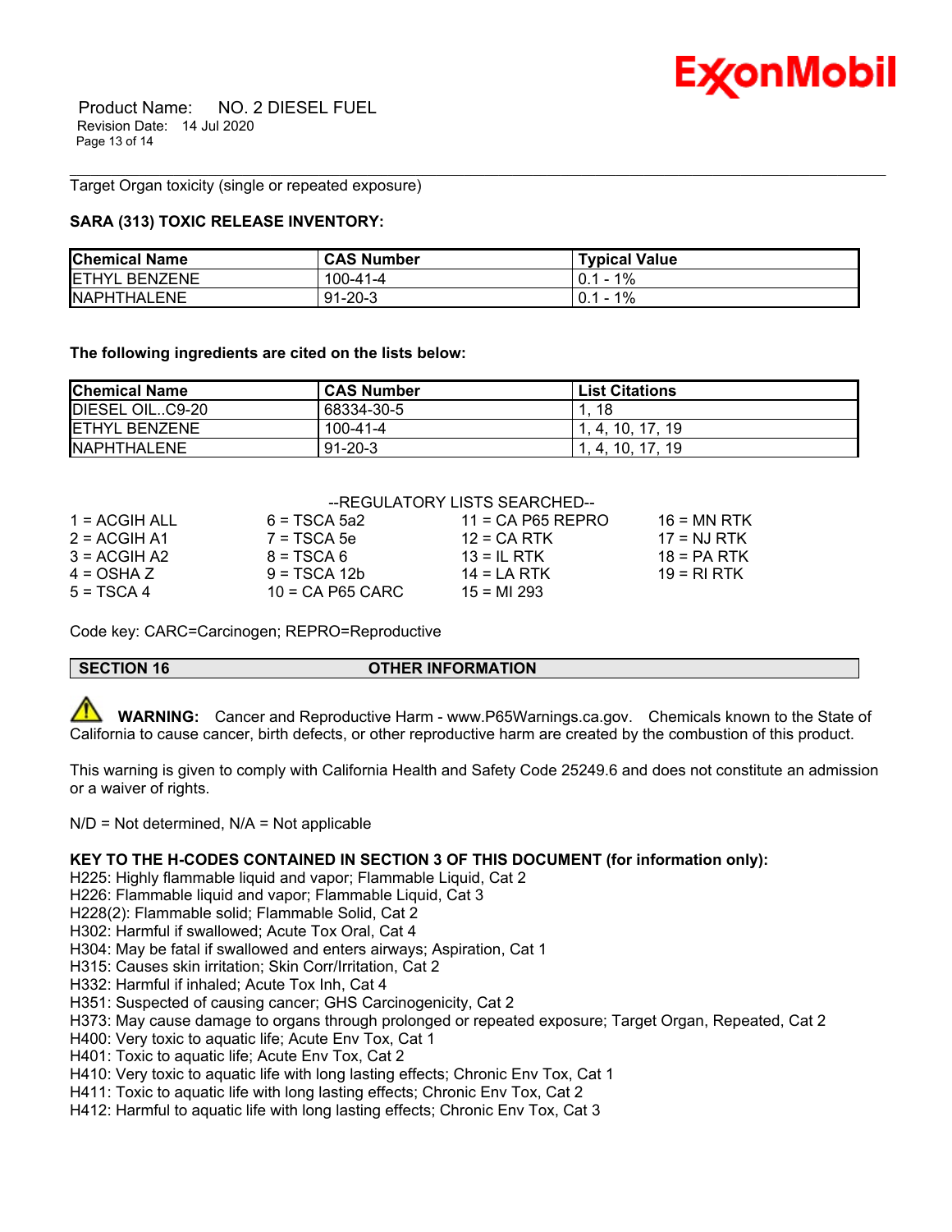Target Organ toxicity (single or repeated exposure)

**SARA (313) TOXIC RELEASE INVENTORY:**

| Chemical Name | CAS Number | Typical Value |
|---|---|---|
| ETHYL BENZENE | 100-41-4 | 0.1 - 1% |
| NAPHTHALENE | 91-20-3 | 0.1 - 1% |

**The following ingredients are cited on the lists below:**

| Chemical Name | CAS Number | List Citations |
|---|---|---|
| DIESEL OIL..C9-20 | 68334-30-5 | 1, 18 |
| ETHYL BENZENE | 100-41-4 | 1, 4, 10, 17, 19 |
| NAPHTHALENE | 91-20-3 | 1, 4, 10, 17, 19 |

--REGULATORY LISTS SEARCHED--

| | | | |
|---|---|---|---|
| 1 = ACGIH ALL | 6 = TSCA 5a2 | 11 = CA P65 REPRO | 16 = MN RTK |
| 2 = ACGIH A1 | 7 = TSCA 5e | 12 = CA RTK | 17 = NJ RTK |
| 3 = ACGIH A2 | 8 = TSCA 6 | 13 = IL RTK | 18 = PA RTK |
| 4 = OSHA Z | 9 = TSCA 12b | 14 = LA RTK | 19 = RI RTK |
| 5 = TSCA 4 | 10 = CA P65 CARC | 15 = MI 293 | |

Code key: CARC=Carcinogen; REPRO=Reproductive

## SECTION 16 OTHER INFORMATION

⚠ **WARNING:** Cancer and Reproductive Harm - www.P65Warnings.ca.gov. Chemicals known to the State of California to cause cancer, birth defects, or other reproductive harm are created by the combustion of this product.

This warning is given to comply with California Health and Safety Code 25249.6 and does not constitute an admission or a waiver of rights.

N/D = Not determined, N/A = Not applicable

**KEY TO THE H-CODES CONTAINED IN SECTION 3 OF THIS DOCUMENT (for information only):**

H225: Highly flammable liquid and vapor; Flammable Liquid, Cat 2
H226: Flammable liquid and vapor; Flammable Liquid, Cat 3
H228(2): Flammable solid; Flammable Solid, Cat 2
H302: Harmful if swallowed; Acute Tox Oral, Cat 4
H304: May be fatal if swallowed and enters airways; Aspiration, Cat 1
H315: Causes skin irritation; Skin Corr/Irritation, Cat 2
H332: Harmful if inhaled; Acute Tox Inh, Cat 4
H351: Suspected of causing cancer; GHS Carcinogenicity, Cat 2
H373: May cause damage to organs through prolonged or repeated exposure; Target Organ, Repeated, Cat 2
H400: Very toxic to aquatic life; Acute Env Tox, Cat 1
H401: Toxic to aquatic life; Acute Env Tox, Cat 2
H410: Very toxic to aquatic life with long lasting effects; Chronic Env Tox, Cat 1
H411: Toxic to aquatic life with long lasting effects; Chronic Env Tox, Cat 2
H412: Harmful to aquatic life with long lasting effects; Chronic Env Tox, Cat 3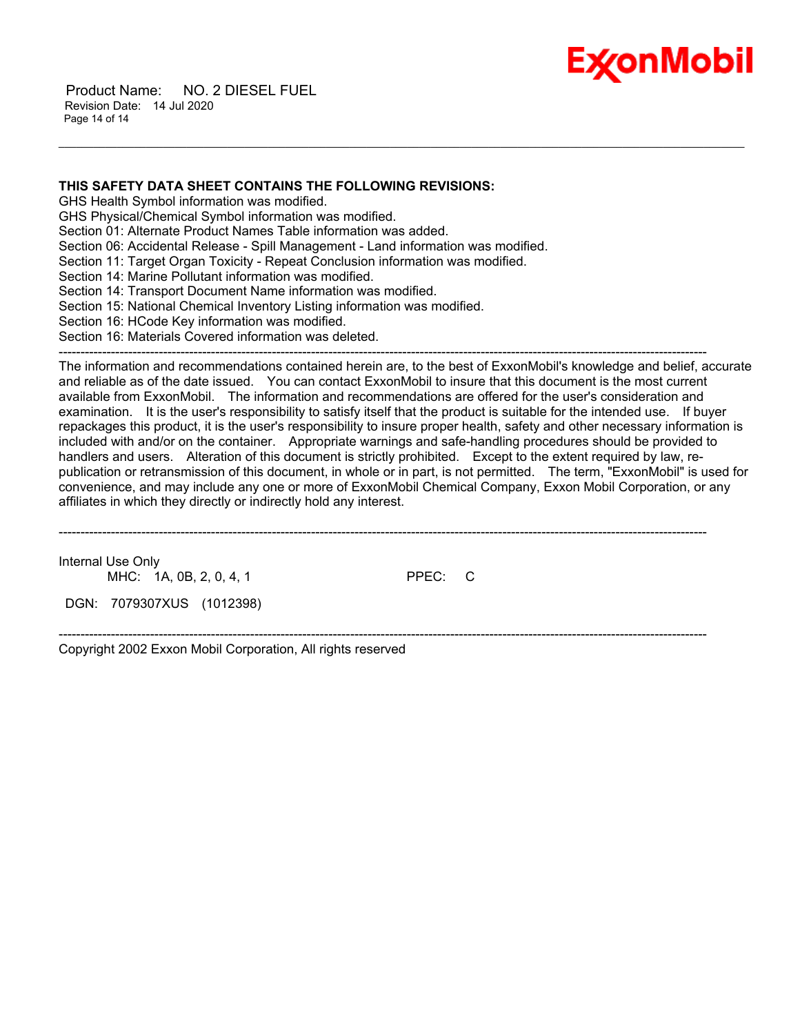**THIS SAFETY DATA SHEET CONTAINS THE FOLLOWING REVISIONS:**

GHS Health Symbol information was modified.
GHS Physical/Chemical Symbol information was modified.
Section 01: Alternate Product Names Table information was added.
Section 06: Accidental Release - Spill Management - Land information was modified.
Section 11: Target Organ Toxicity - Repeat Conclusion information was modified.
Section 14: Marine Pollutant information was modified.
Section 14: Transport Document Name information was modified.
Section 15: National Chemical Inventory Listing information was modified.
Section 16: HCode Key information was modified.
Section 16: Materials Covered information was deleted.

-----------------------------------------------------------------------------------------------------------------------------------------------------

The information and recommendations contained herein are, to the best of ExxonMobil's knowledge and belief, accurate and reliable as of the date issued. You can contact ExxonMobil to insure that this document is the most current available from ExxonMobil. The information and recommendations are offered for the user's consideration and examination. It is the user's responsibility to satisfy itself that the product is suitable for the intended use. If buyer repackages this product, it is the user's responsibility to insure proper health, safety and other necessary information is included with and/or on the container. Appropriate warnings and safe-handling procedures should be provided to handlers and users. Alteration of this document is strictly prohibited. Except to the extent required by law, re-publication or retransmission of this document, in whole or in part, is not permitted. The term, "ExxonMobil" is used for convenience, and may include any one or more of ExxonMobil Chemical Company, Exxon Mobil Corporation, or any affiliates in which they directly or indirectly hold any interest.

-----------------------------------------------------------------------------------------------------------------------------------------------------

Internal Use Only

MHC: 1A, 0B, 2, 0, 4, 1 PPEC: C

DGN: 7079307XUS (1012398)

-----------------------------------------------------------------------------------------------------------------------------------------------------

Copyright 2002 Exxon Mobil Corporation, All rights reserved